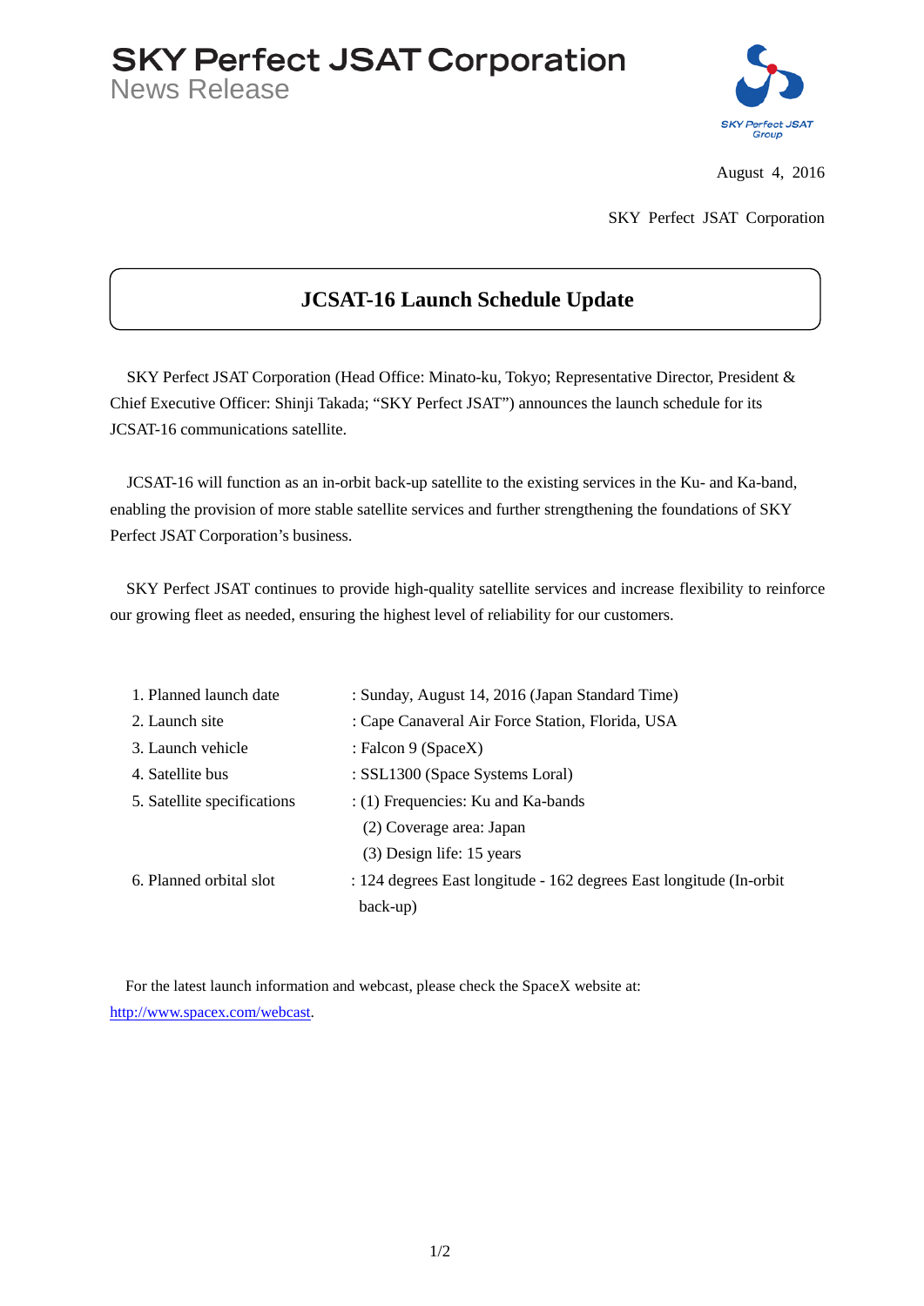# SKY Perfect JSAT Corporation

News Release

August 4, 2016

SKY Perfect JSAT Corporation

## JCSAT-16 Launch Schedule Update

SKY Perfect JSAT Corporation (Head Office: Minato-ku, Tokyo; Representative Director, President & Chief Executive Officer: Shinji Takada; "SKY Perfect JSAT") announces the launch schedule for its JCSAT-16 communications satellite.

JCSAT-16 will function as an in-orbit back-up satellite to the existing services in the Ku- and Ka-band, enabling the provision of more stable satellite services and further strengthening the foundations of SKY Perfect JSAT Corporation's business.

SKY Perfect JSAT continues to provide high-quality satellite services and increase flexibility to reinforce our growing fleet as needed, ensuring the highest level of reliability for our customers.

1. Planned launch date : Sunday, August 14, 2016 (Japan Standard Time)
2. Launch site : Cape Canaveral Air Force Station, Florida, USA
3. Launch vehicle : Falcon 9 (SpaceX)
4. Satellite bus : SSL1300 (Space Systems Loral)
5. Satellite specifications : (1) Frequencies: Ku and Ka-bands
   (2) Coverage area: Japan
   (3) Design life: 15 years
6. Planned orbital slot : 124 degrees East longitude - 162 degrees East longitude (In-orbit back-up)

For the latest launch information and webcast, please check the SpaceX website at: http://www.spacex.com/webcast.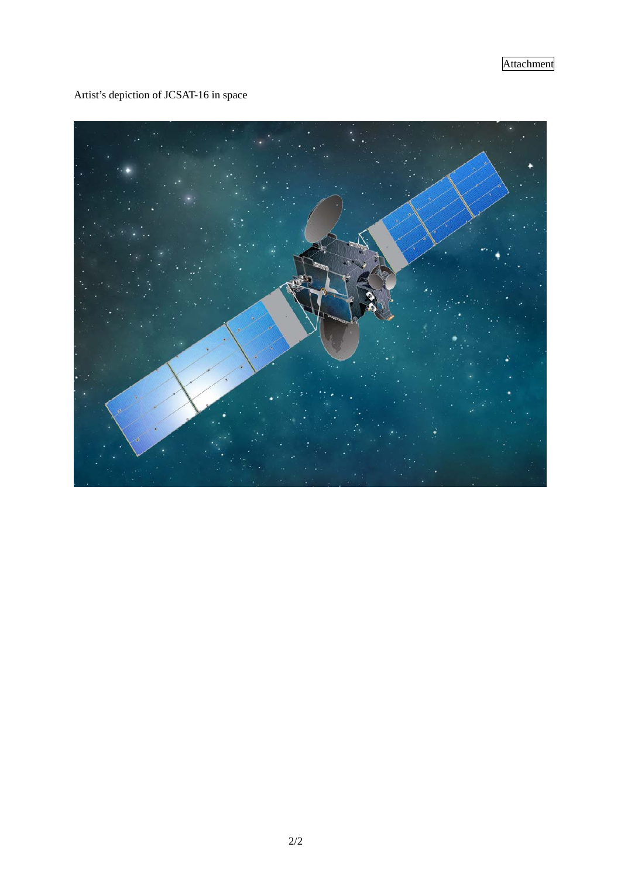Attachment

Artist's depiction of JCSAT-16 in space